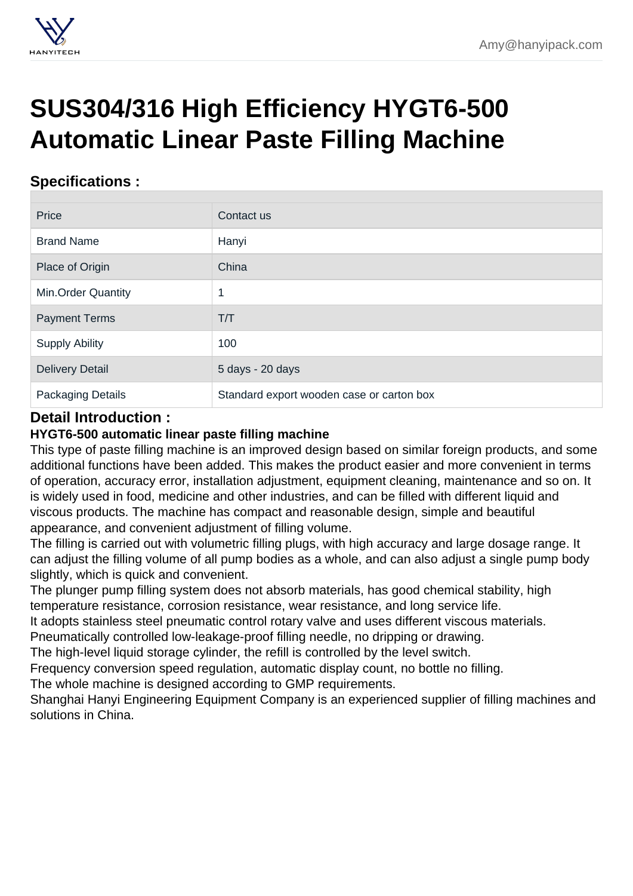# SUS304/316 High Efficiency HYGT6-500 Automatic Linear Paste Filling Machine

## Specifications :

| | |
|---|---|
| Price | Contact us |
| Brand Name | Hanyi |
| Place of Origin | China |
| Min.Order Quantity | 1 |
| Payment Terms | T/T |
| Supply Ability | 100 |
| Delivery Detail | 5 days - 20 days |
| Packaging Details | Standard export wooden case or carton box |

## Detail Introduction :

**HYGT6-500 automatic linear paste filling machine**

This type of paste filling machine is an improved design based on similar foreign products, and some additional functions have been added. This makes the product easier and more convenient in terms of operation, accuracy error, installation adjustment, equipment cleaning, maintenance and so on. It is widely used in food, medicine and other industries, and can be filled with different liquid and viscous products. The machine has compact and reasonable design, simple and beautiful appearance, and convenient adjustment of filling volume.

The filling is carried out with volumetric filling plugs, with high accuracy and large dosage range. It can adjust the filling volume of all pump bodies as a whole, and can also adjust a single pump body slightly, which is quick and convenient.

The plunger pump filling system does not absorb materials, has good chemical stability, high temperature resistance, corrosion resistance, wear resistance, and long service life.

It adopts stainless steel pneumatic control rotary valve and uses different viscous materials.

Pneumatically controlled low-leakage-proof filling needle, no dripping or drawing.

The high-level liquid storage cylinder, the refill is controlled by the level switch.

Frequency conversion speed regulation, automatic display count, no bottle no filling.

The whole machine is designed according to GMP requirements.

Shanghai Hanyi Engineering Equipment Company is an experienced supplier of filling machines and solutions in China.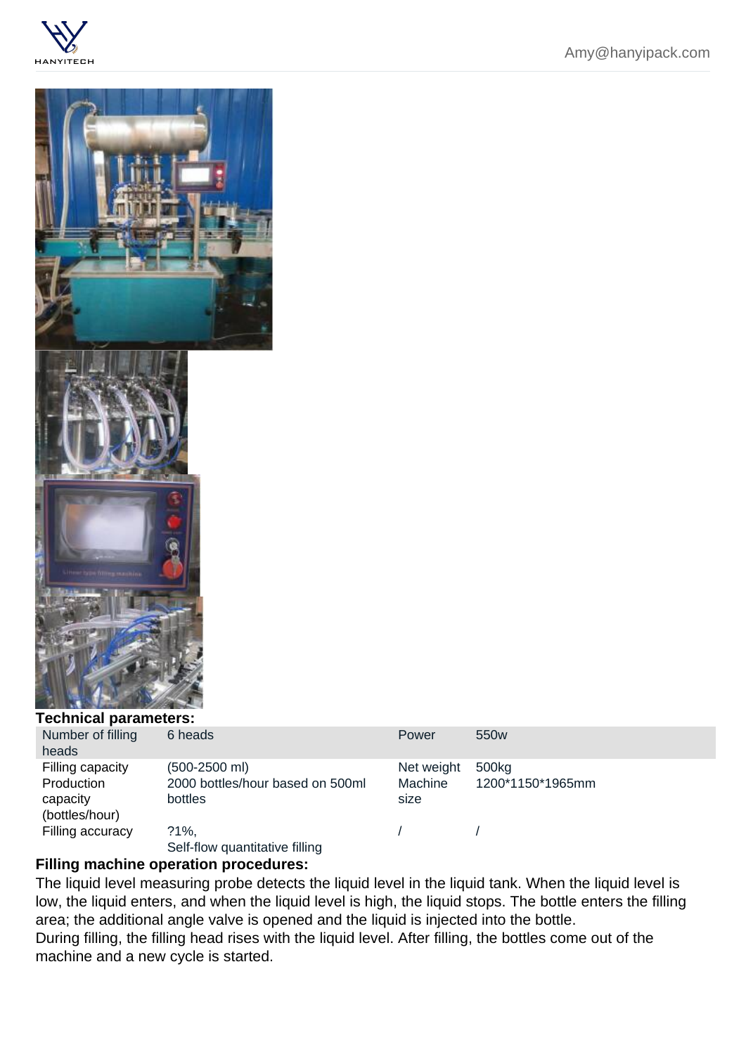**Technical parameters:**

| Number of filling heads | 6 heads | Power | 550w |
|---|---|---|---|
| Filling capacity | (500-2500 ml) | Net weight | 500kg |
| Production capacity (bottles/hour) | 2000 bottles/hour based on 500ml bottles | Machine size | 1200*1150*1965mm |
| Filling accuracy | ?1%, Self-flow quantitative filling | / | / |

**Filling machine operation procedures:**

The liquid level measuring probe detects the liquid level in the liquid tank. When the liquid level is low, the liquid enters, and when the liquid level is high, the liquid stops. The bottle enters the filling area; the additional angle valve is opened and the liquid is injected into the bottle.

During filling, the filling head rises with the liquid level. After filling, the bottles come out of the machine and a new cycle is started.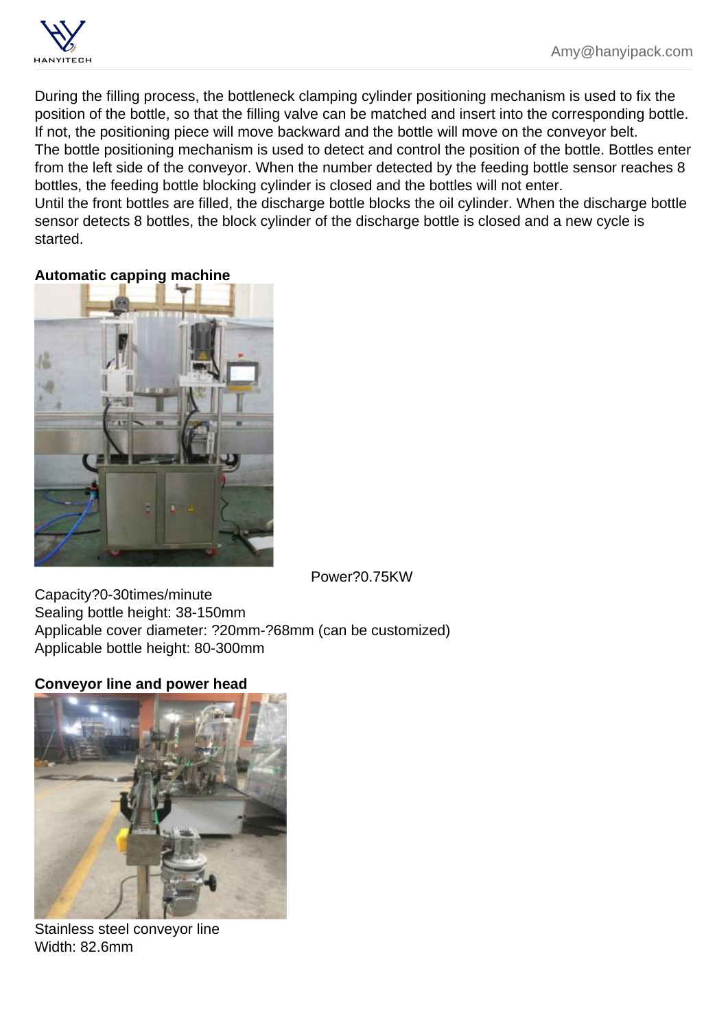During the filling process, the bottleneck clamping cylinder positioning mechanism is used to fix the position of the bottle, so that the filling valve can be matched and insert into the corresponding bottle. If not, the positioning piece will move backward and the bottle will move on the conveyor belt.
The bottle positioning mechanism is used to detect and control the position of the bottle. Bottles enter from the left side of the conveyor. When the number detected by the feeding bottle sensor reaches 8 bottles, the feeding bottle blocking cylinder is closed and the bottles will not enter.
Until the front bottles are filled, the discharge bottle blocks the oil cylinder. When the discharge bottle sensor detects 8 bottles, the block cylinder of the discharge bottle is closed and a new cycle is started.

**Automatic capping machine**

Power?0.75KW
Capacity?0-30times/minute
Sealing bottle height: 38-150mm
Applicable cover diameter: ?20mm-?68mm (can be customized)
Applicable bottle height: 80-300mm

**Conveyor line and power head**

Stainless steel conveyor line
Width: 82.6mm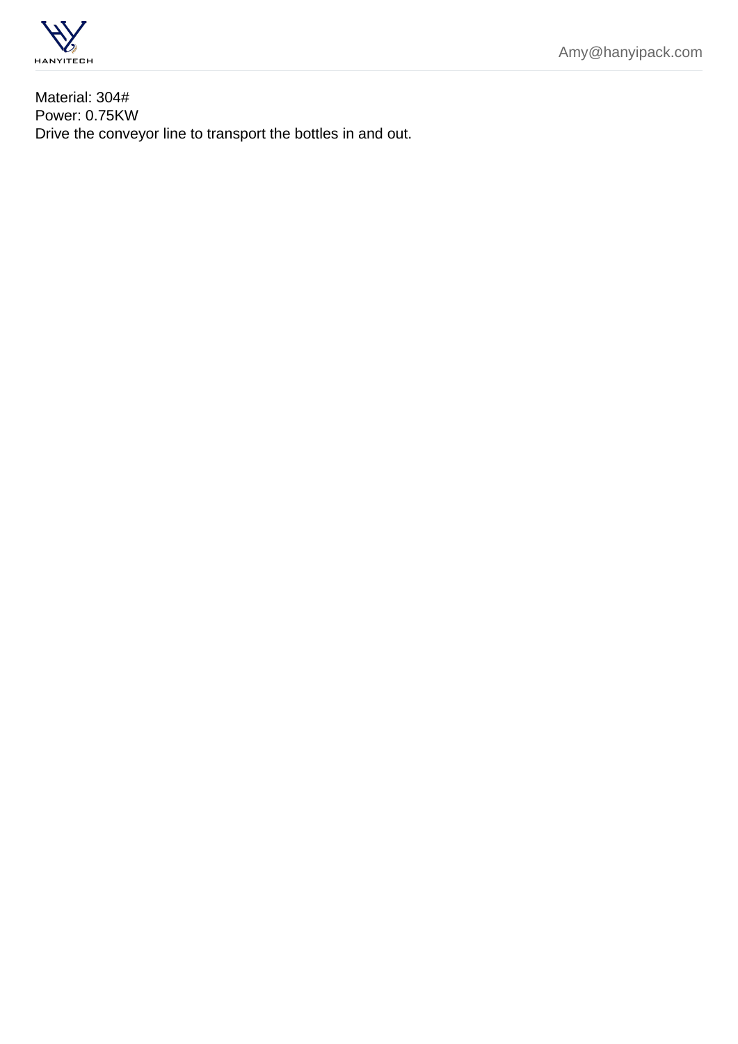Material: 304#
Power: 0.75KW
Drive the conveyor line to transport the bottles in and out.